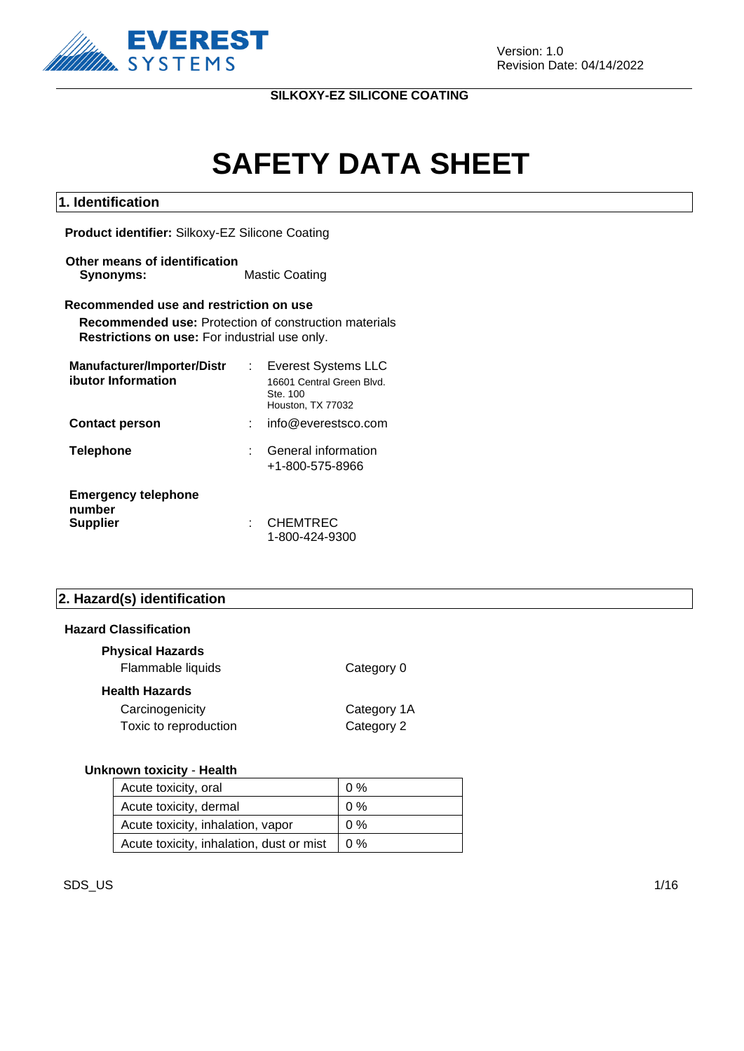Version: 1.0
Revision Date: 04/14/2022

SILKOXY-EZ SILICONE COATING

# SAFETY DATA SHEET

## 1. Identification

**Product identifier:** Silkoxy-EZ Silicone Coating

**Other means of identification**
**Synonyms:** Mastic Coating

**Recommended use and restriction on use**
**Recommended use:** Protection of construction materials
**Restrictions on use:** For industrial use only.

**Manufacturer/Importer/Distributor Information** : Everest Systems LLC
16601 Central Green Blvd.
Ste. 100
Houston, TX 77032

**Contact person** : info@everestsco.com

**Telephone** : General information
+1-800-575-8966

**Emergency telephone number**
**Supplier** : CHEMTREC
1-800-424-9300

## 2. Hazard(s) identification

**Hazard Classification**

**Physical Hazards**

Flammable liquids — Category 0

**Health Hazards**

Carcinogenicity — Category 1A
Toxic to reproduction — Category 2

**Unknown toxicity - Health**

| Acute toxicity, oral | 0 % |
|---|---|
| Acute toxicity, dermal | 0 % |
| Acute toxicity, inhalation, vapor | 0 % |
| Acute toxicity, inhalation, dust or mist | 0 % |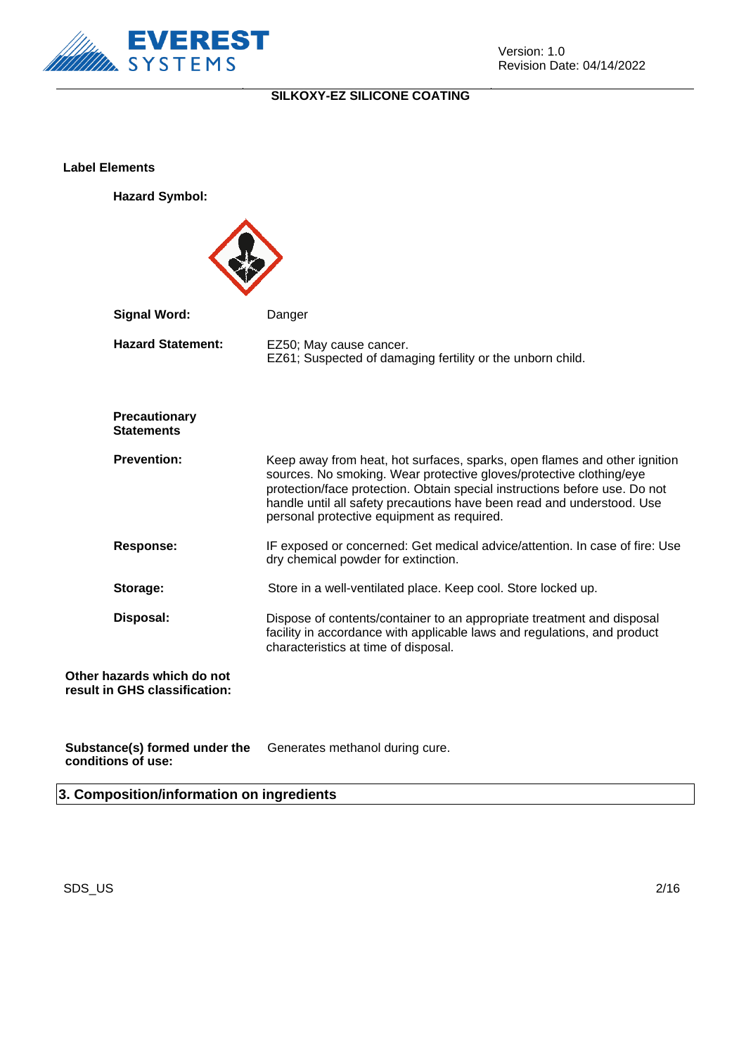**Label Elements**

**Hazard Symbol:**

| | |
|---|---|
| **Signal Word:** | Danger |
| **Hazard Statement:** | EZ50; May cause cancer.<br>EZ61; Suspected of damaging fertility or the unborn child. |

**Precautionary Statements**

| | |
|---|---|
| **Prevention:** | Keep away from heat, hot surfaces, sparks, open flames and other ignition sources. No smoking. Wear protective gloves/protective clothing/eye protection/face protection. Obtain special instructions before use. Do not handle until all safety precautions have been read and understood. Use personal protective equipment as required. |
| **Response:** | IF exposed or concerned: Get medical advice/attention. In case of fire: Use dry chemical powder for extinction. |
| **Storage:** | Store in a well-ventilated place. Keep cool. Store locked up. |
| **Disposal:** | Dispose of contents/container to an appropriate treatment and disposal facility in accordance with applicable laws and regulations, and product characteristics at time of disposal. |

**Other hazards which do not result in GHS classification:**

**Substance(s) formed under the conditions of use:** Generates methanol during cure.

## 3. Composition/information on ingredients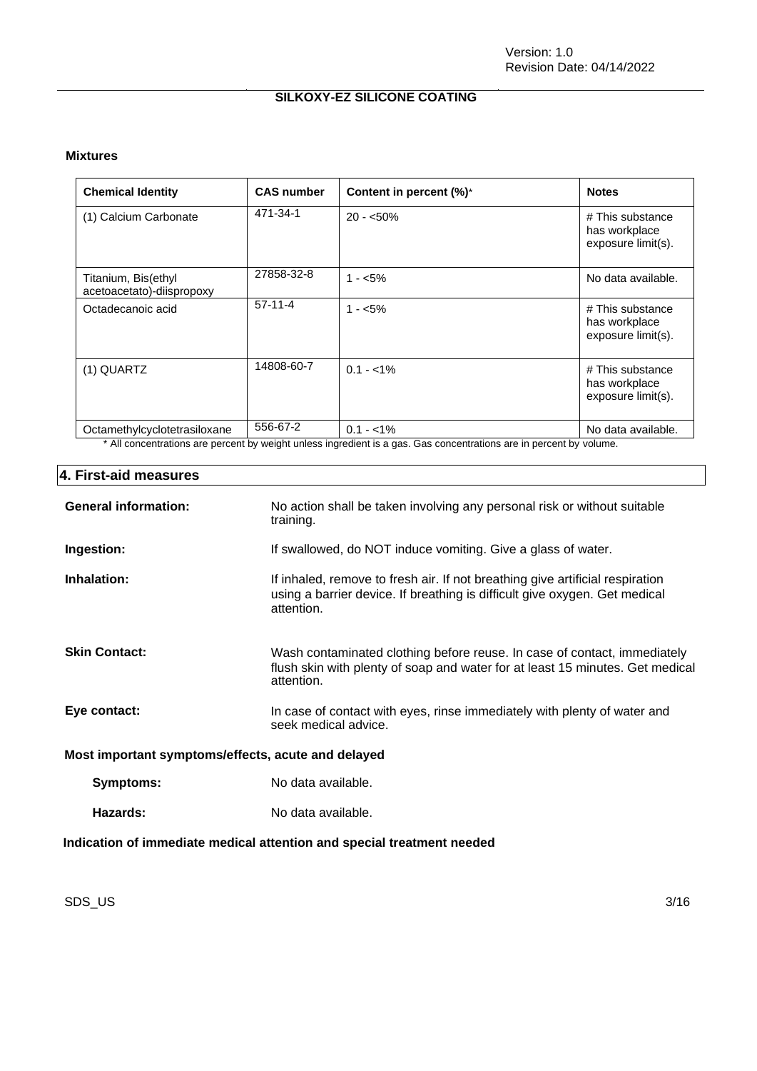### Mixtures

| Chemical Identity | CAS number | Content in percent (%)* | Notes |
|---|---|---|---|
| (1) Calcium Carbonate | 471-34-1 | 20 - <50% | # This substance has workplace exposure limit(s). |
| Titanium, Bis(ethyl acetoacetato)-diispropoxy | 27858-32-8 | 1 - <5% | No data available. |
| Octadecanoic acid | 57-11-4 | 1 - <5% | # This substance has workplace exposure limit(s). |
| (1) QUARTZ | 14808-60-7 | 0.1 - <1% | # This substance has workplace exposure limit(s). |
| Octamethylcyclotetrasiloxane | 556-67-2 | 0.1 - <1% | No data available. |

* All concentrations are percent by weight unless ingredient is a gas. Gas concentrations are in percent by volume.

## 4. First-aid measures

**General information:** No action shall be taken involving any personal risk or without suitable training.

**Ingestion:** If swallowed, do NOT induce vomiting. Give a glass of water.

**Inhalation:** If inhaled, remove to fresh air. If not breathing give artificial respiration using a barrier device. If breathing is difficult give oxygen. Get medical attention.

**Skin Contact:** Wash contaminated clothing before reuse. In case of contact, immediately flush skin with plenty of soap and water for at least 15 minutes. Get medical attention.

**Eye contact:** In case of contact with eyes, rinse immediately with plenty of water and seek medical advice.

### Most important symptoms/effects, acute and delayed

**Symptoms:** No data available.

**Hazards:** No data available.

### Indication of immediate medical attention and special treatment needed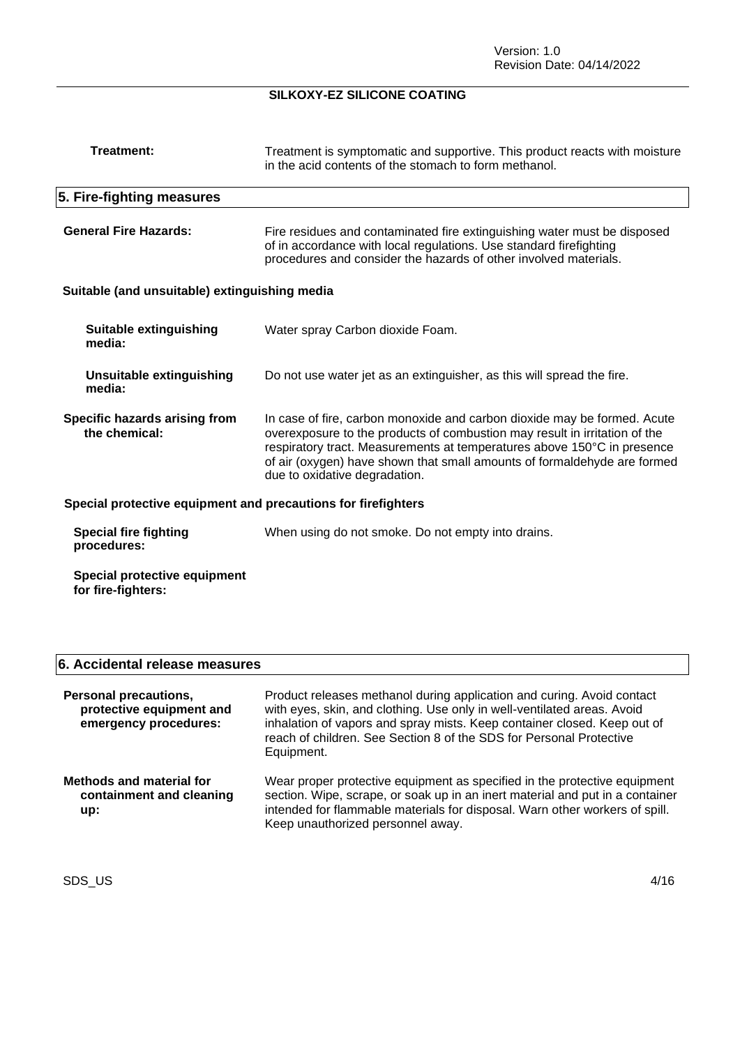**Treatment:** Treatment is symptomatic and supportive. This product reacts with moisture in the acid contents of the stomach to form methanol.

## 5. Fire-fighting measures

**General Fire Hazards:** Fire residues and contaminated fire extinguishing water must be disposed of in accordance with local regulations. Use standard firefighting procedures and consider the hazards of other involved materials.

### Suitable (and unsuitable) extinguishing media

**Suitable extinguishing media:** Water spray Carbon dioxide Foam.

**Unsuitable extinguishing media:** Do not use water jet as an extinguisher, as this will spread the fire.

**Specific hazards arising from the chemical:** In case of fire, carbon monoxide and carbon dioxide may be formed. Acute overexposure to the products of combustion may result in irritation of the respiratory tract. Measurements at temperatures above 150°C in presence of air (oxygen) have shown that small amounts of formaldehyde are formed due to oxidative degradation.

### Special protective equipment and precautions for firefighters

**Special fire fighting procedures:** When using do not smoke. Do not empty into drains.

**Special protective equipment for fire-fighters:**

## 6. Accidental release measures

**Personal precautions, protective equipment and emergency procedures:** Product releases methanol during application and curing. Avoid contact with eyes, skin, and clothing. Use only in well-ventilated areas. Avoid inhalation of vapors and spray mists. Keep container closed. Keep out of reach of children. See Section 8 of the SDS for Personal Protective Equipment.

**Methods and material for containment and cleaning up:** Wear proper protective equipment as specified in the protective equipment section. Wipe, scrape, or soak up in an inert material and put in a container intended for flammable materials for disposal. Warn other workers of spill. Keep unauthorized personnel away.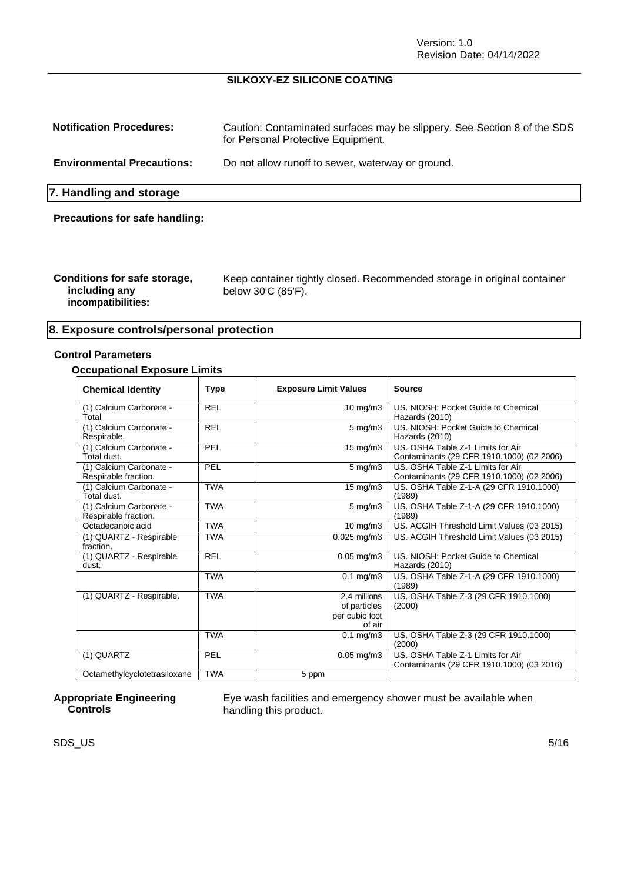**Notification Procedures:** Caution: Contaminated surfaces may be slippery. See Section 8 of the SDS for Personal Protective Equipment.

**Environmental Precautions:** Do not allow runoff to sewer, waterway or ground.

## 7. Handling and storage

**Precautions for safe handling:**

**Conditions for safe storage, including any incompatibilities:** Keep container tightly closed. Recommended storage in original container below 30'C (85'F).

## 8. Exposure controls/personal protection

### Control Parameters

#### Occupational Exposure Limits

| Chemical Identity | Type | Exposure Limit Values | Source |
|---|---|---|---|
| (1) Calcium Carbonate - Total | REL | 10 mg/m3 | US. NIOSH: Pocket Guide to Chemical Hazards (2010) |
| (1) Calcium Carbonate - Respirable. | REL | 5 mg/m3 | US. NIOSH: Pocket Guide to Chemical Hazards (2010) |
| (1) Calcium Carbonate - Total dust. | PEL | 15 mg/m3 | US. OSHA Table Z-1 Limits for Air Contaminants (29 CFR 1910.1000) (02 2006) |
| (1) Calcium Carbonate - Respirable fraction. | PEL | 5 mg/m3 | US. OSHA Table Z-1 Limits for Air Contaminants (29 CFR 1910.1000) (02 2006) |
| (1) Calcium Carbonate - Total dust. | TWA | 15 mg/m3 | US. OSHA Table Z-1-A (29 CFR 1910.1000) (1989) |
| (1) Calcium Carbonate - Respirable fraction. | TWA | 5 mg/m3 | US. OSHA Table Z-1-A (29 CFR 1910.1000) (1989) |
| Octadecanoic acid | TWA | 10 mg/m3 | US. ACGIH Threshold Limit Values (03 2015) |
| (1) QUARTZ - Respirable fraction. | TWA | 0.025 mg/m3 | US. ACGIH Threshold Limit Values (03 2015) |
| (1) QUARTZ - Respirable dust. | REL | 0.05 mg/m3 | US. NIOSH: Pocket Guide to Chemical Hazards (2010) |
| | TWA | 0.1 mg/m3 | US. OSHA Table Z-1-A (29 CFR 1910.1000) (1989) |
| (1) QUARTZ - Respirable. | TWA | 2.4 millions of particles per cubic foot of air | US. OSHA Table Z-3 (29 CFR 1910.1000) (2000) |
| | TWA | 0.1 mg/m3 | US. OSHA Table Z-3 (29 CFR 1910.1000) (2000) |
| (1) QUARTZ | PEL | 0.05 mg/m3 | US. OSHA Table Z-1 Limits for Air Contaminants (29 CFR 1910.1000) (03 2016) |
| Octamethylcyclotetrasiloxane | TWA | 5 ppm | |

**Appropriate Engineering Controls:** Eye wash facilities and emergency shower must be available when handling this product.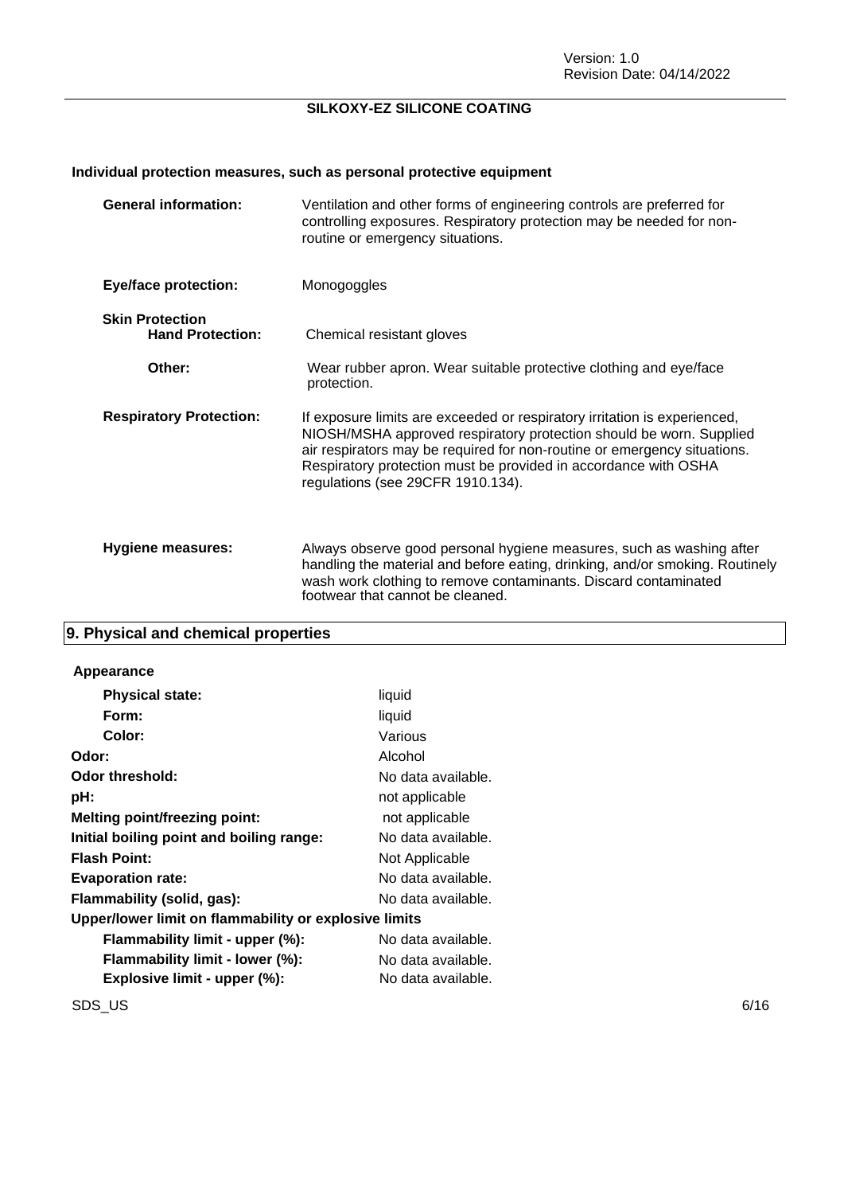**Individual protection measures, such as personal protective equipment**

| | |
|---|---|
| **General information:** | Ventilation and other forms of engineering controls are preferred for controlling exposures. Respiratory protection may be needed for non-routine or emergency situations. |
| **Eye/face protection:** | Monogoggles |
| **Skin Protection** | |
| **Hand Protection:** | Chemical resistant gloves |
| **Other:** | Wear rubber apron. Wear suitable protective clothing and eye/face protection. |
| **Respiratory Protection:** | If exposure limits are exceeded or respiratory irritation is experienced, NIOSH/MSHA approved respiratory protection should be worn. Supplied air respirators may be required for non-routine or emergency situations. Respiratory protection must be provided in accordance with OSHA regulations (see 29CFR 1910.134). |
| **Hygiene measures:** | Always observe good personal hygiene measures, such as washing after handling the material and before eating, drinking, and/or smoking. Routinely wash work clothing to remove contaminants. Discard contaminated footwear that cannot be cleaned. |

## 9. Physical and chemical properties

**Appearance**

| | |
|---|---|
| **Physical state:** | liquid |
| **Form:** | liquid |
| **Color:** | Various |
| **Odor:** | Alcohol |
| **Odor threshold:** | No data available. |
| **pH:** | not applicable |
| **Melting point/freezing point:** | not applicable |
| **Initial boiling point and boiling range:** | No data available. |
| **Flash Point:** | Not Applicable |
| **Evaporation rate:** | No data available. |
| **Flammability (solid, gas):** | No data available. |
| **Upper/lower limit on flammability or explosive limits** | |
| **Flammability limit - upper (%):** | No data available. |
| **Flammability limit - lower (%):** | No data available. |
| **Explosive limit - upper (%):** | No data available. |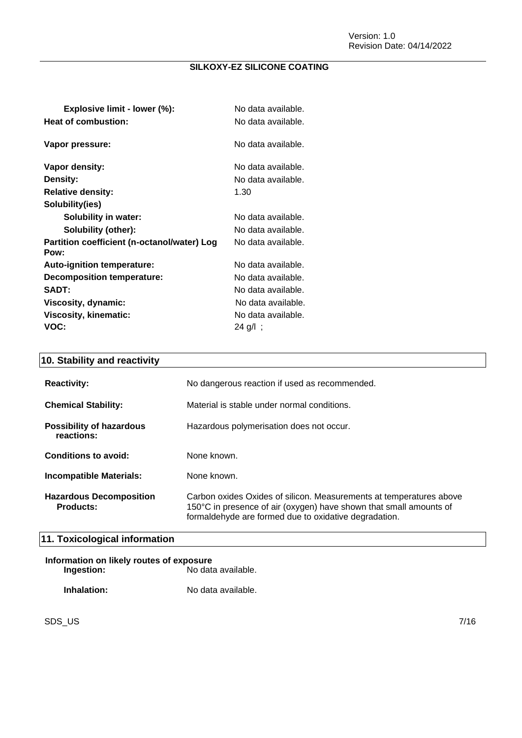| | |
|---|---|
| **Explosive limit - lower (%):** | No data available. |
| **Heat of combustion:** | No data available. |
| **Vapor pressure:** | No data available. |
| **Vapor density:** | No data available. |
| **Density:** | No data available. |
| **Relative density:** | 1.30 |
| **Solubility(ies)** | |
| **Solubility in water:** | No data available. |
| **Solubility (other):** | No data available. |
| **Partition coefficient (n-octanol/water) Log Pow:** | No data available. |
| **Auto-ignition temperature:** | No data available. |
| **Decomposition temperature:** | No data available. |
| **SADT:** | No data available. |
| **Viscosity, dynamic:** | No data available. |
| **Viscosity, kinematic:** | No data available. |
| **VOC:** | 24 g/l ; |

## 10. Stability and reactivity

| | |
|---|---|
| **Reactivity:** | No dangerous reaction if used as recommended. |
| **Chemical Stability:** | Material is stable under normal conditions. |
| **Possibility of hazardous reactions:** | Hazardous polymerisation does not occur. |
| **Conditions to avoid:** | None known. |
| **Incompatible Materials:** | None known. |
| **Hazardous Decomposition Products:** | Carbon oxides Oxides of silicon. Measurements at temperatures above 150°C in presence of air (oxygen) have shown that small amounts of formaldehyde are formed due to oxidative degradation. |

## 11. Toxicological information

**Information on likely routes of exposure**

| | |
|---|---|
| **Ingestion:** | No data available. |
| **Inhalation:** | No data available. |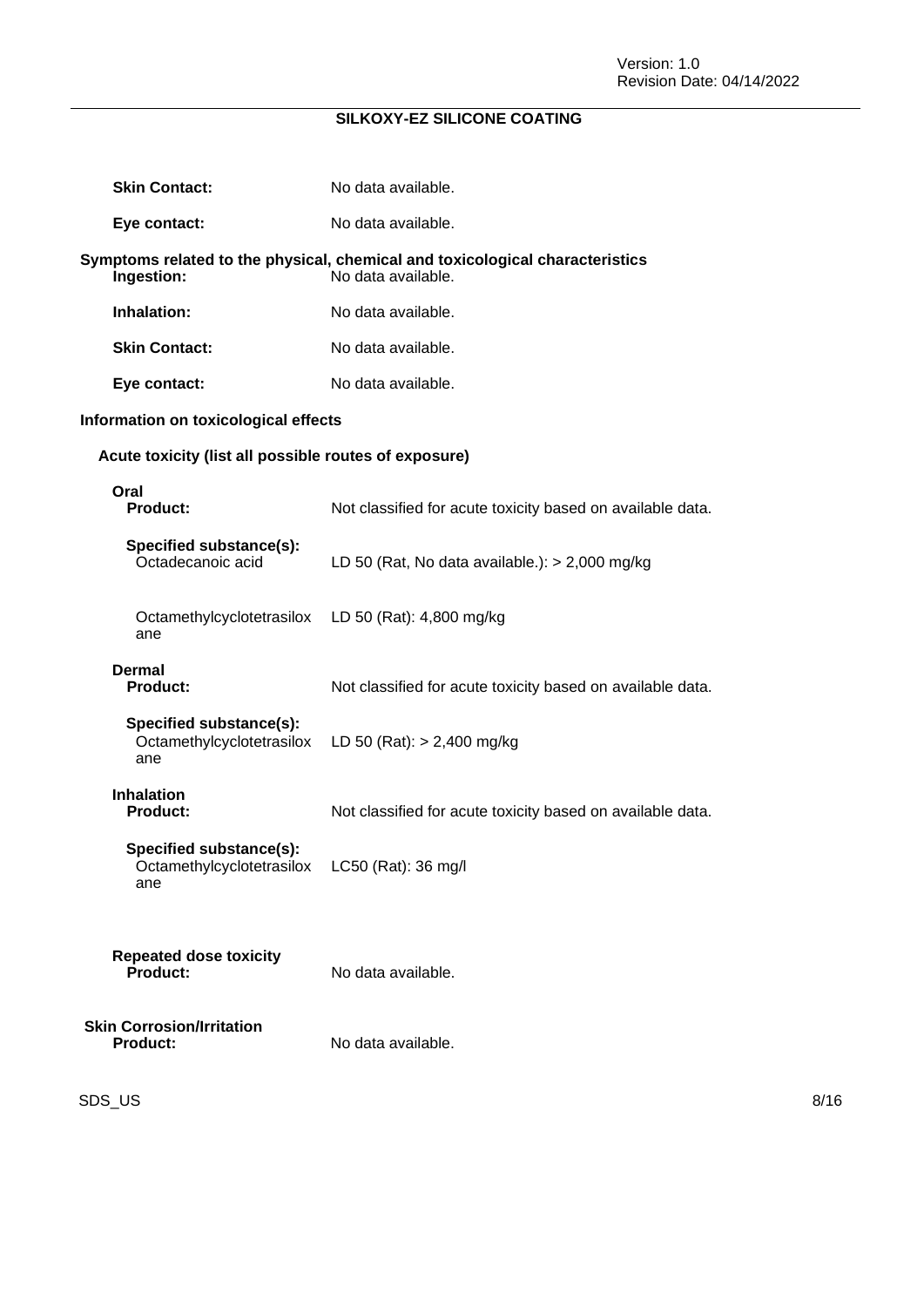**Skin Contact:** No data available.

**Eye contact:** No data available.

**Symptoms related to the physical, chemical and toxicological characteristics**

**Ingestion:** No data available.

**Inhalation:** No data available.

**Skin Contact:** No data available.

**Eye contact:** No data available.

### Information on toxicological effects

#### Acute toxicity (list all possible routes of exposure)

**Oral**

**Product:** Not classified for acute toxicity based on available data.

**Specified substance(s):**

| | |
|---|---|
| Octadecanoic acid | LD 50 (Rat, No data available.): > 2,000 mg/kg |
| Octamethylcyclotetrasiloxane | LD 50 (Rat): 4,800 mg/kg |

**Dermal**

**Product:** Not classified for acute toxicity based on available data.

**Specified substance(s):**

| | |
|---|---|
| Octamethylcyclotetrasiloxane | LD 50 (Rat): > 2,400 mg/kg |

**Inhalation**

**Product:** Not classified for acute toxicity based on available data.

**Specified substance(s):**

| | |
|---|---|
| Octamethylcyclotetrasiloxane | LC50 (Rat): 36 mg/l |

**Repeated dose toxicity**

**Product:** No data available.

**Skin Corrosion/Irritation**

**Product:** No data available.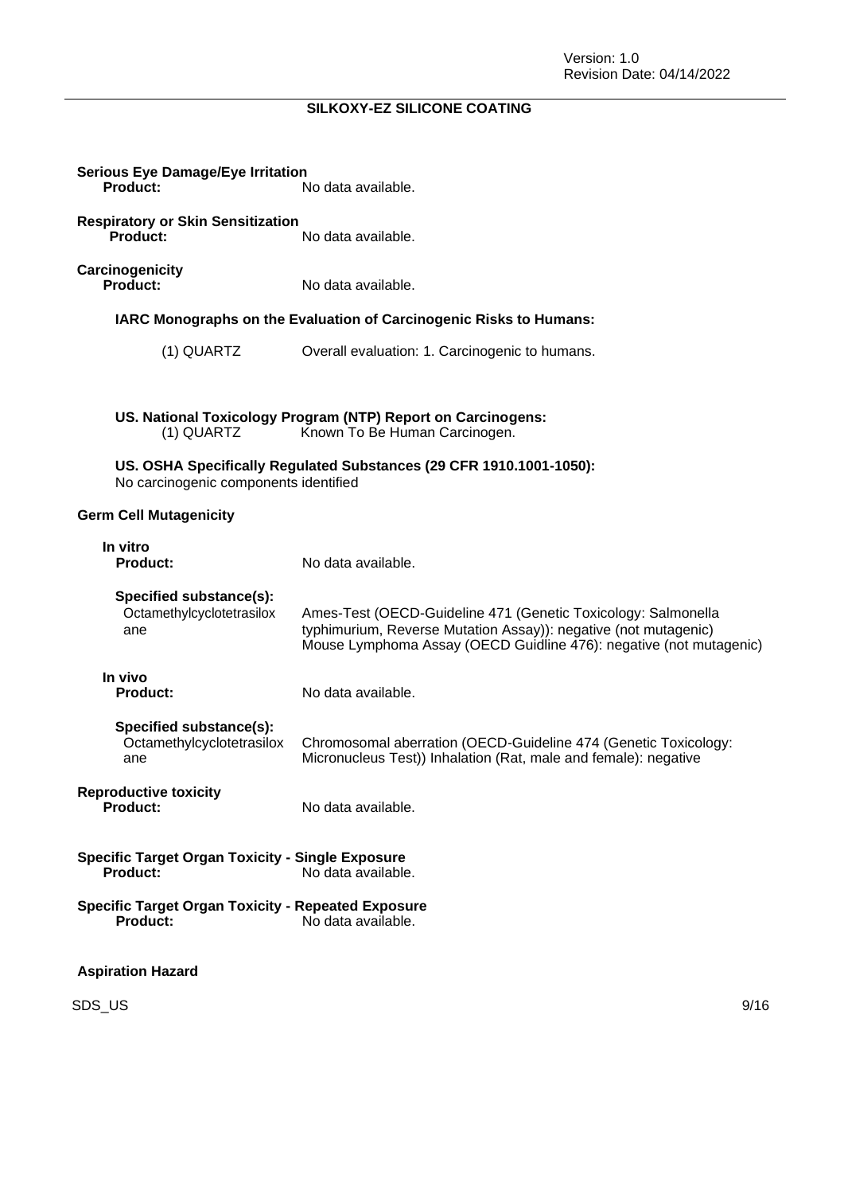**Serious Eye Damage/Eye Irritation**

**Product:** No data available.

**Respiratory or Skin Sensitization**

**Product:** No data available.

**Carcinogenicity**

**Product:** No data available.

**IARC Monographs on the Evaluation of Carcinogenic Risks to Humans:**

(1) QUARTZ — Overall evaluation: 1. Carcinogenic to humans.

**US. National Toxicology Program (NTP) Report on Carcinogens:**

(1) QUARTZ — Known To Be Human Carcinogen.

**US. OSHA Specifically Regulated Substances (29 CFR 1910.1001-1050):**

No carcinogenic components identified

**Germ Cell Mutagenicity**

**In vitro**

**Product:** No data available.

**Specified substance(s):**

Octamethylcyclotetrasiloxane — Ames-Test (OECD-Guideline 471 (Genetic Toxicology: Salmonella typhimurium, Reverse Mutation Assay)): negative (not mutagenic)
Mouse Lymphoma Assay (OECD Guidline 476): negative (not mutagenic)

**In vivo**

**Product:** No data available.

**Specified substance(s):**

Octamethylcyclotetrasiloxane — Chromosomal aberration (OECD-Guideline 474 (Genetic Toxicology: Micronucleus Test)) Inhalation (Rat, male and female): negative

**Reproductive toxicity**

**Product:** No data available.

**Specific Target Organ Toxicity - Single Exposure**

**Product:** No data available.

**Specific Target Organ Toxicity - Repeated Exposure**

**Product:** No data available.

**Aspiration Hazard**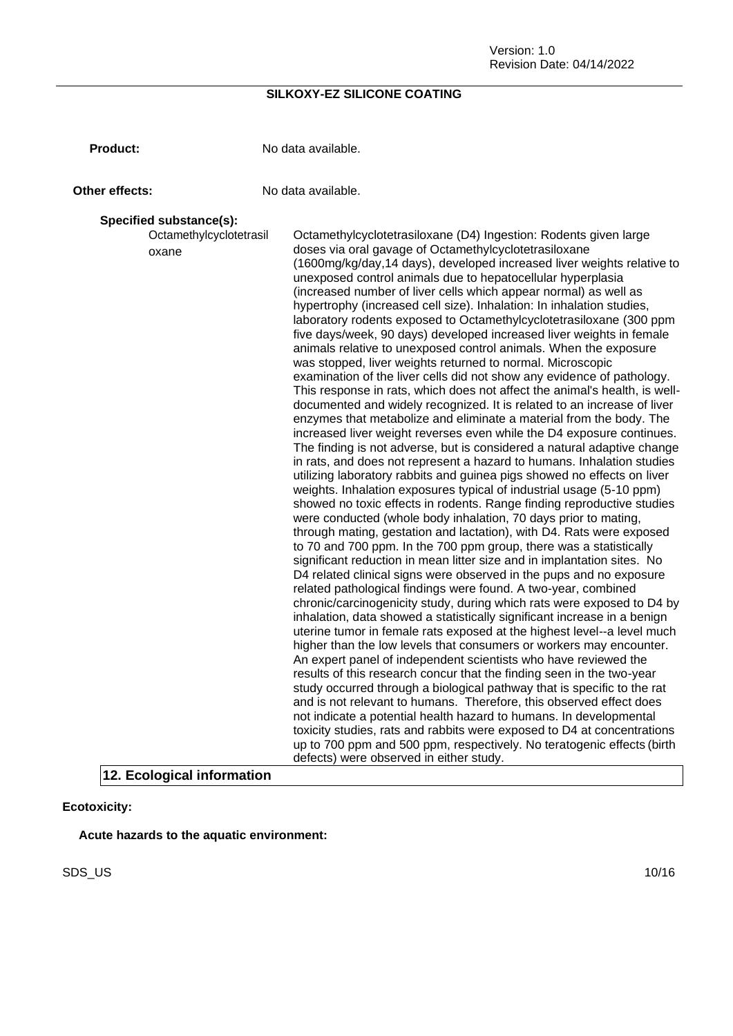**Product:** No data available.

**Other effects:** No data available.

**Specified substance(s):**

Octamethylcyclotetrasiloxane

Octamethylcyclotetrasiloxane (D4) Ingestion: Rodents given large doses via oral gavage of Octamethylcyclotetrasiloxane (1600mg/kg/day,14 days), developed increased liver weights relative to unexposed control animals due to hepatocellular hyperplasia (increased number of liver cells which appear normal) as well as hypertrophy (increased cell size). Inhalation: In inhalation studies, laboratory rodents exposed to Octamethylcyclotetrasiloxane (300 ppm five days/week, 90 days) developed increased liver weights in female animals relative to unexposed control animals. When the exposure was stopped, liver weights returned to normal. Microscopic examination of the liver cells did not show any evidence of pathology. This response in rats, which does not affect the animal's health, is well-documented and widely recognized. It is related to an increase of liver enzymes that metabolize and eliminate a material from the body. The increased liver weight reverses even while the D4 exposure continues. The finding is not adverse, but is considered a natural adaptive change in rats, and does not represent a hazard to humans. Inhalation studies utilizing laboratory rabbits and guinea pigs showed no effects on liver weights. Inhalation exposures typical of industrial usage (5-10 ppm) showed no toxic effects in rodents. Range finding reproductive studies were conducted (whole body inhalation, 70 days prior to mating, through mating, gestation and lactation), with D4. Rats were exposed to 70 and 700 ppm. In the 700 ppm group, there was a statistically significant reduction in mean litter size and in implantation sites. No D4 related clinical signs were observed in the pups and no exposure related pathological findings were found. A two-year, combined chronic/carcinogenicity study, during which rats were exposed to D4 by inhalation, data showed a statistically significant increase in a benign uterine tumor in female rats exposed at the highest level--a level much higher than the low levels that consumers or workers may encounter. An expert panel of independent scientists who have reviewed the results of this research concur that the finding seen in the two-year study occurred through a biological pathway that is specific to the rat and is not relevant to humans. Therefore, this observed effect does not indicate a potential health hazard to humans. In developmental toxicity studies, rats and rabbits were exposed to D4 at concentrations up to 700 ppm and 500 ppm, respectively. No teratogenic effects (birth defects) were observed in either study.

## 12. Ecological information

**Ecotoxicity:**

**Acute hazards to the aquatic environment:**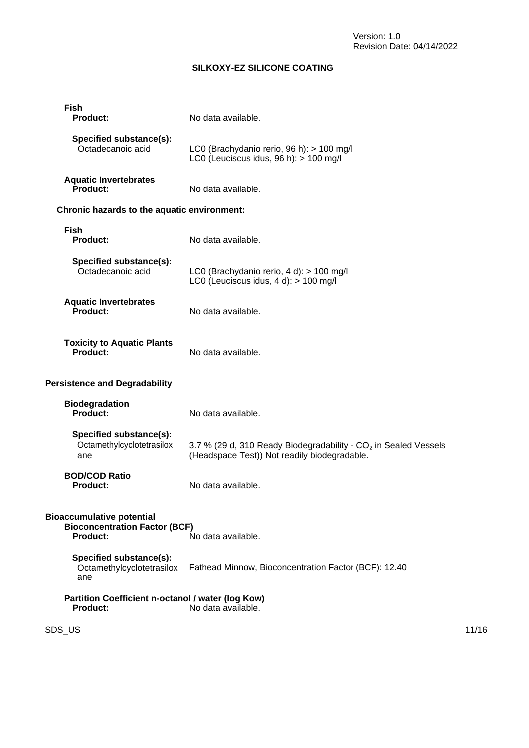**Fish**

**Product:** No data available.

**Specified substance(s):**

Octadecanoic acid — LC0 (Brachydanio rerio, 96 h): > 100 mg/l
LC0 (Leuciscus idus, 96 h): > 100 mg/l

**Aquatic Invertebrates**

**Product:** No data available.

### Chronic hazards to the aquatic environment:

**Fish**

**Product:** No data available.

**Specified substance(s):**

Octadecanoic acid — LC0 (Brachydanio rerio, 4 d): > 100 mg/l
LC0 (Leuciscus idus, 4 d): > 100 mg/l

**Aquatic Invertebrates**

**Product:** No data available.

**Toxicity to Aquatic Plants**

**Product:** No data available.

### Persistence and Degradability

**Biodegradation**

**Product:** No data available.

**Specified substance(s):**

Octamethylcyclotetrasiloxane — 3.7 % (29 d, 310 Ready Biodegradability - $CO_2$ in Sealed Vessels (Headspace Test)) Not readily biodegradable.

**BOD/COD Ratio**

**Product:** No data available.

### Bioaccumulative potential

**Bioconcentration Factor (BCF)**

**Product:** No data available.

**Specified substance(s):**

Octamethylcyclotetrasiloxane — Fathead Minnow, Bioconcentration Factor (BCF): 12.40

**Partition Coefficient n-octanol / water (log Kow)**

**Product:** No data available.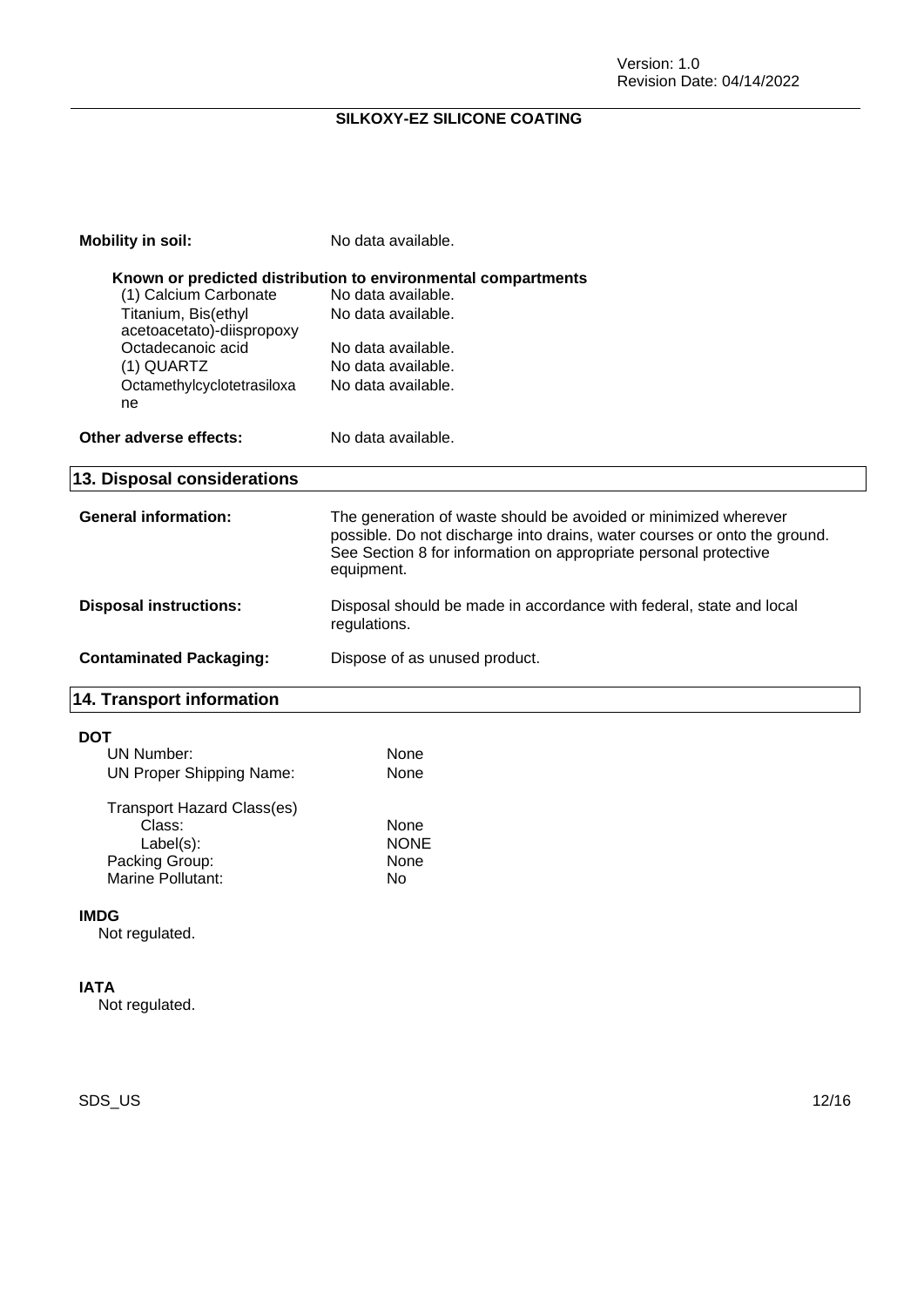**Mobility in soil:** No data available.

**Known or predicted distribution to environmental compartments**

| | |
|---|---|
| (1) Calcium Carbonate | No data available. |
| Titanium, Bis(ethyl acetoacetato)-diispropoxy | No data available. |
| Octadecanoic acid | No data available. |
| (1) QUARTZ | No data available. |
| Octamethylcyclotetrasiloxane | No data available. |

**Other adverse effects:** No data available.

## 13. Disposal considerations

**General information:** The generation of waste should be avoided or minimized wherever possible. Do not discharge into drains, water courses or onto the ground. See Section 8 for information on appropriate personal protective equipment.

**Disposal instructions:** Disposal should be made in accordance with federal, state and local regulations.

**Contaminated Packaging:** Dispose of as unused product.

## 14. Transport information

**DOT**

| | |
|---|---|
| UN Number: | None |
| UN Proper Shipping Name: | None |
| Transport Hazard Class(es) | |
| Class: | None |
| Label(s): | NONE |
| Packing Group: | None |
| Marine Pollutant: | No |

**IMDG**

Not regulated.

**IATA**

Not regulated.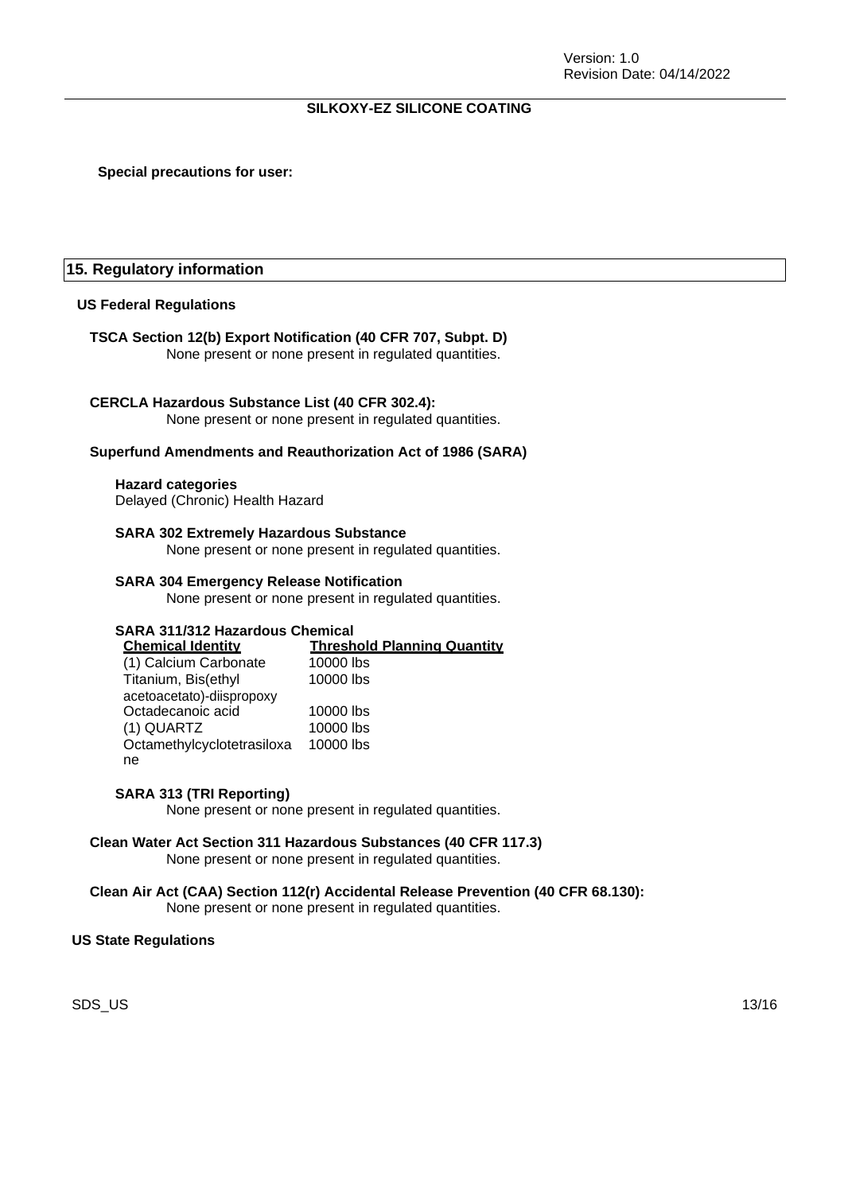**Special precautions for user:**

## 15. Regulatory information

### US Federal Regulations

**TSCA Section 12(b) Export Notification (40 CFR 707, Subpt. D)**
None present or none present in regulated quantities.

**CERCLA Hazardous Substance List (40 CFR 302.4):**
None present or none present in regulated quantities.

**Superfund Amendments and Reauthorization Act of 1986 (SARA)**

**Hazard categories**
Delayed (Chronic) Health Hazard

**SARA 302 Extremely Hazardous Substance**
None present or none present in regulated quantities.

**SARA 304 Emergency Release Notification**
None present or none present in regulated quantities.

**SARA 311/312 Hazardous Chemical**

| Chemical Identity | Threshold Planning Quantity |
|---|---|
| (1) Calcium Carbonate | 10000 lbs |
| Titanium, Bis(ethyl acetoacetato)-diispropoxy | 10000 lbs |
| Octadecanoic acid | 10000 lbs |
| (1) QUARTZ | 10000 lbs |
| Octamethylcyclotetrasiloxane | 10000 lbs |

**SARA 313 (TRI Reporting)**
None present or none present in regulated quantities.

**Clean Water Act Section 311 Hazardous Substances (40 CFR 117.3)**
None present or none present in regulated quantities.

**Clean Air Act (CAA) Section 112(r) Accidental Release Prevention (40 CFR 68.130):**
None present or none present in regulated quantities.

### US State Regulations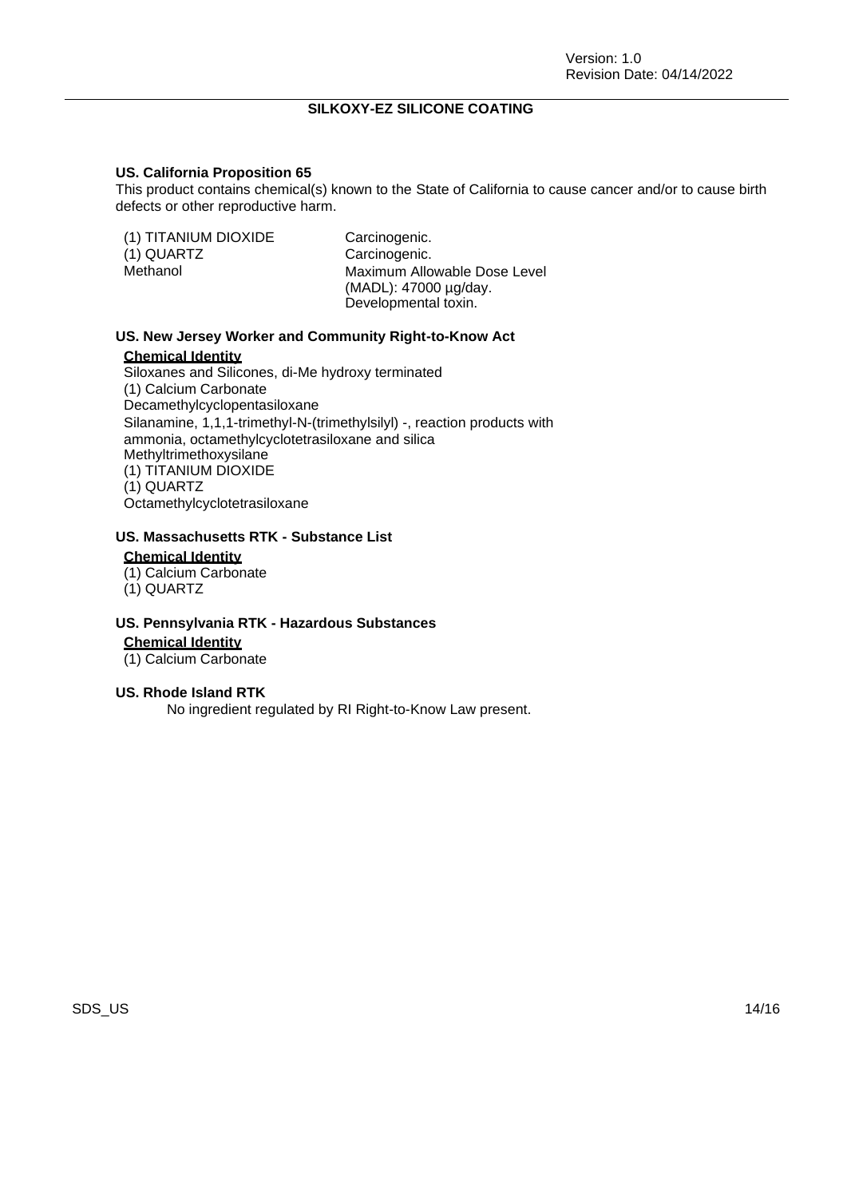### US. California Proposition 65

This product contains chemical(s) known to the State of California to cause cancer and/or to cause birth defects or other reproductive harm.

| | |
|---|---|
| (1) TITANIUM DIOXIDE | Carcinogenic. |
| (1) QUARTZ | Carcinogenic. |
| Methanol | Maximum Allowable Dose Level (MADL): 47000 µg/day. Developmental toxin. |

### US. New Jersey Worker and Community Right-to-Know Act

**Chemical Identity**

Siloxanes and Silicones, di-Me hydroxy terminated
(1) Calcium Carbonate
Decamethylcyclopentasiloxane
Silanamine, 1,1,1-trimethyl-N-(trimethylsilyl) -, reaction products with ammonia, octamethylcyclotetrasiloxane and silica
Methyltrimethoxysilane
(1) TITANIUM DIOXIDE
(1) QUARTZ
Octamethylcyclotetrasiloxane

### US. Massachusetts RTK - Substance List

**Chemical Identity**

(1) Calcium Carbonate
(1) QUARTZ

### US. Pennsylvania RTK - Hazardous Substances

**Chemical Identity**

(1) Calcium Carbonate

### US. Rhode Island RTK

No ingredient regulated by RI Right-to-Know Law present.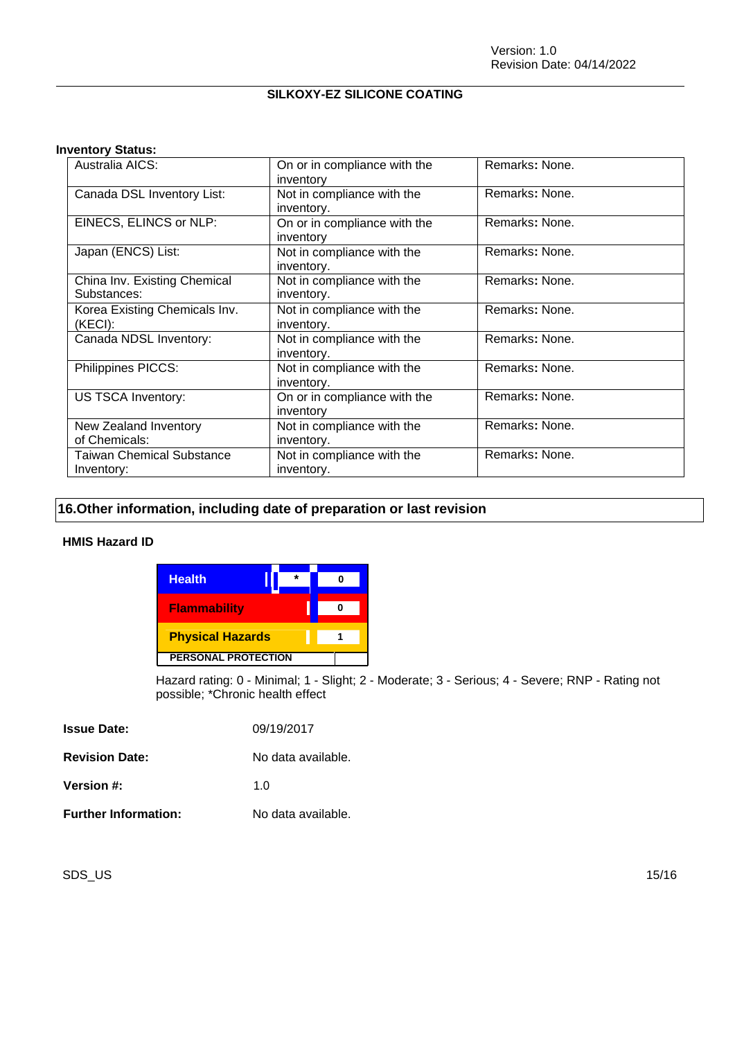**Inventory Status:**

| | | |
|---|---|---|
| Australia AICS: | On or in compliance with the inventory | Remarks: None. |
| Canada DSL Inventory List: | Not in compliance with the inventory. | Remarks: None. |
| EINECS, ELINCS or NLP: | On or in compliance with the inventory | Remarks: None. |
| Japan (ENCS) List: | Not in compliance with the inventory. | Remarks: None. |
| China Inv. Existing Chemical Substances: | Not in compliance with the inventory. | Remarks: None. |
| Korea Existing Chemicals Inv. (KECI): | Not in compliance with the inventory. | Remarks: None. |
| Canada NDSL Inventory: | Not in compliance with the inventory. | Remarks: None. |
| Philippines PICCS: | Not in compliance with the inventory. | Remarks: None. |
| US TSCA Inventory: | On or in compliance with the inventory | Remarks: None. |
| New Zealand Inventory of Chemicals: | Not in compliance with the inventory. | Remarks: None. |
| Taiwan Chemical Substance Inventory: | Not in compliance with the inventory. | Remarks: None. |

## 16.Other information, including date of preparation or last revision

**HMIS Hazard ID**

| | | |
|---|---|---|
| Health | * | 0 |
| Flammability | | 0 |
| Physical Hazards | | 1 |
| PERSONAL PROTECTION | | |

Hazard rating: 0 - Minimal; 1 - Slight; 2 - Moderate; 3 - Serious; 4 - Severe; RNP - Rating not possible; *Chronic health effect

**Issue Date:** 09/19/2017

**Revision Date:** No data available.

**Version #:** 1.0

**Further Information:** No data available.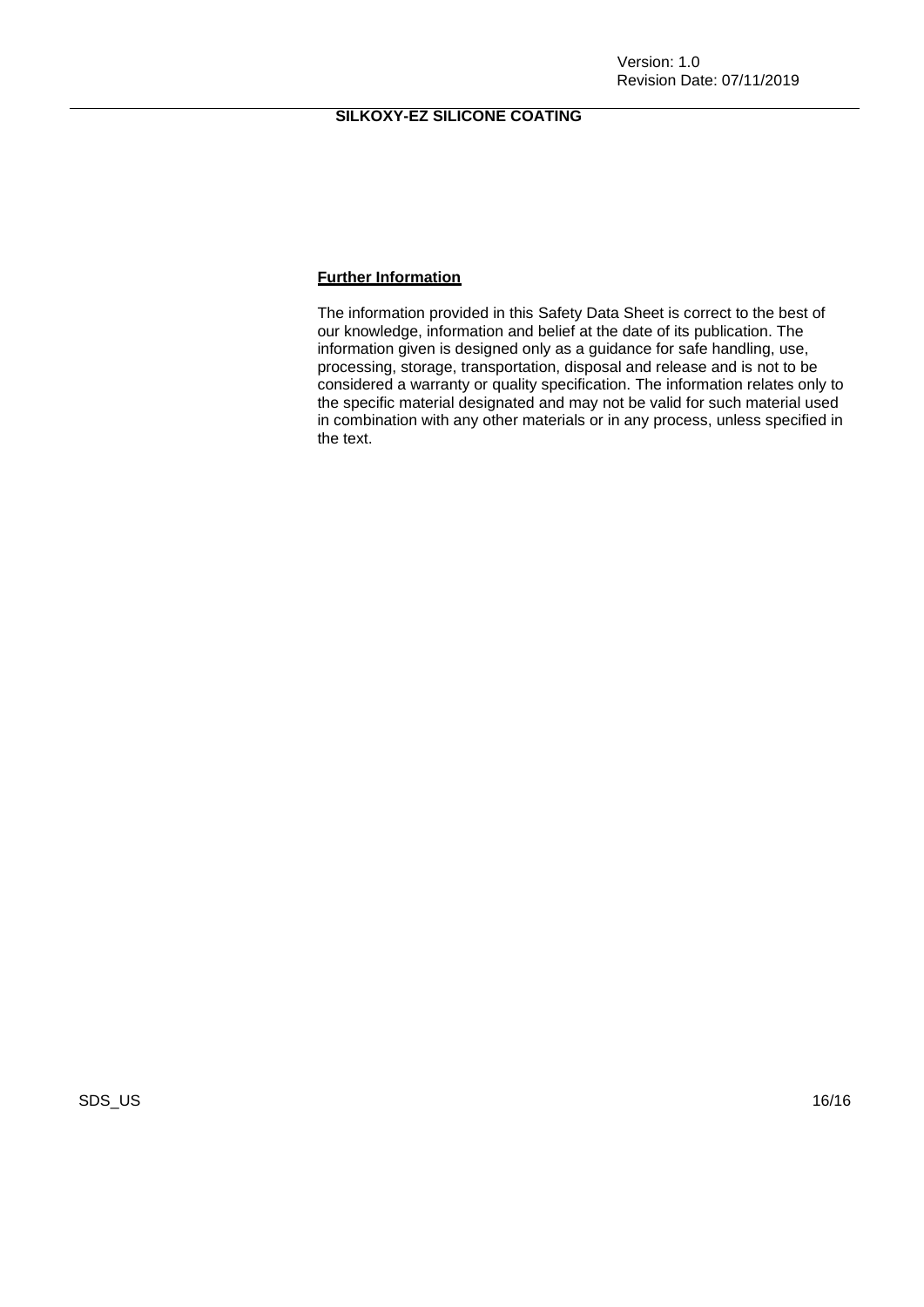**Further Information**

The information provided in this Safety Data Sheet is correct to the best of our knowledge, information and belief at the date of its publication. The information given is designed only as a guidance for safe handling, use, processing, storage, transportation, disposal and release and is not to be considered a warranty or quality specification. The information relates only to the specific material designated and may not be valid for such material used in combination with any other materials or in any process, unless specified in the text.